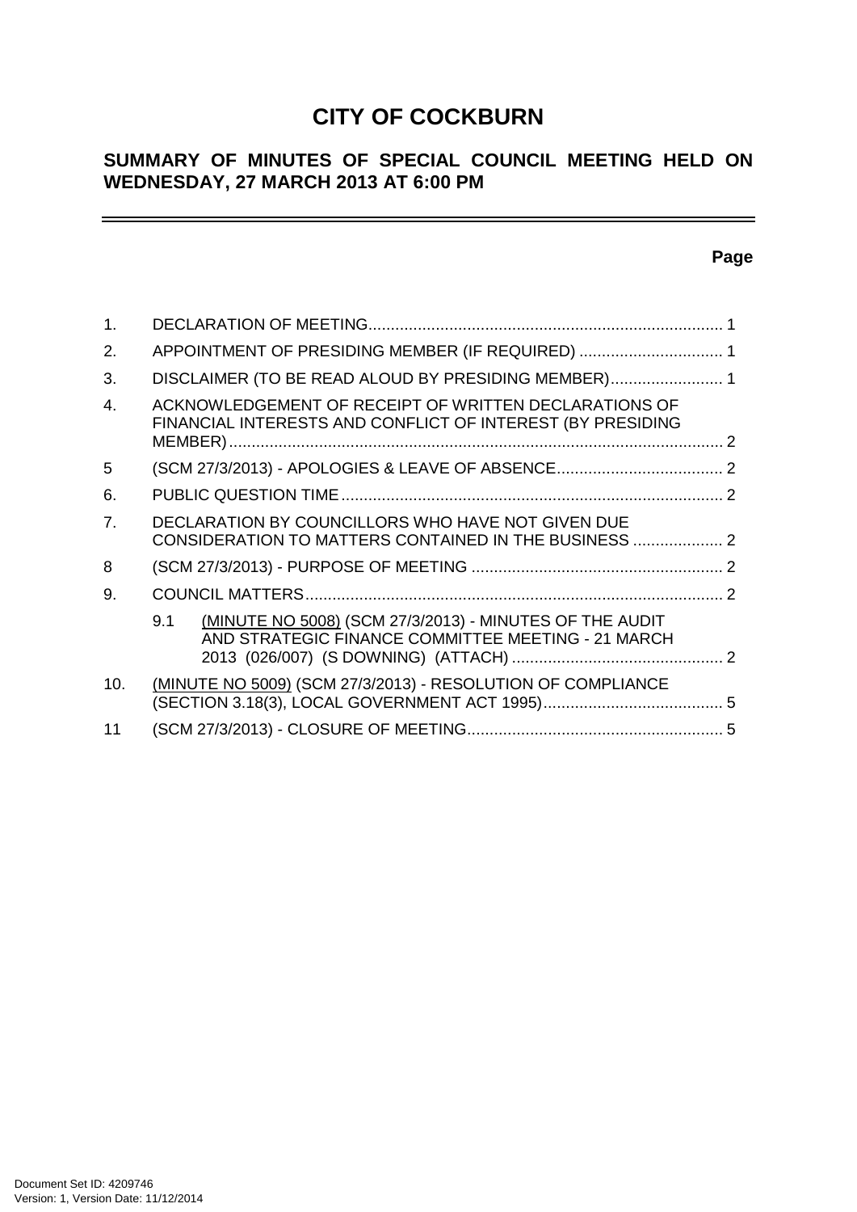# CITY OF COCKBURN

## SUMMARY OF MINUTES OF SPECIAL COUNCIL MEETING HELD ON WEDNESDAY, 27 MARCH 2013 AT 6:00 PM

**Page**

| | | |
|---|---|---|
| 1. | DECLARATION OF MEETING | 1 |
| 2. | APPOINTMENT OF PRESIDING MEMBER (IF REQUIRED) | 1 |
| 3. | DISCLAIMER (TO BE READ ALOUD BY PRESIDING MEMBER) | 1 |
| 4. | ACKNOWLEDGEMENT OF RECEIPT OF WRITTEN DECLARATIONS OF FINANCIAL INTERESTS AND CONFLICT OF INTEREST (BY PRESIDING MEMBER) | 2 |
| 5 | (SCM 27/3/2013) - APOLOGIES & LEAVE OF ABSENCE | 2 |
| 6. | PUBLIC QUESTION TIME | 2 |
| 7. | DECLARATION BY COUNCILLORS WHO HAVE NOT GIVEN DUE CONSIDERATION TO MATTERS CONTAINED IN THE BUSINESS | 2 |
| 8 | (SCM 27/3/2013) - PURPOSE OF MEETING | 2 |
| 9. | COUNCIL MATTERS | 2 |
| 9.1 | (MINUTE NO 5008) (SCM 27/3/2013) - MINUTES OF THE AUDIT AND STRATEGIC FINANCE COMMITTEE MEETING - 21 MARCH 2013 (026/007) (S DOWNING) (ATTACH) | 2 |
| 10. | (MINUTE NO 5009) (SCM 27/3/2013) - RESOLUTION OF COMPLIANCE (SECTION 3.18(3), LOCAL GOVERNMENT ACT 1995) | 5 |
| 11 | (SCM 27/3/2013) - CLOSURE OF MEETING | 5 |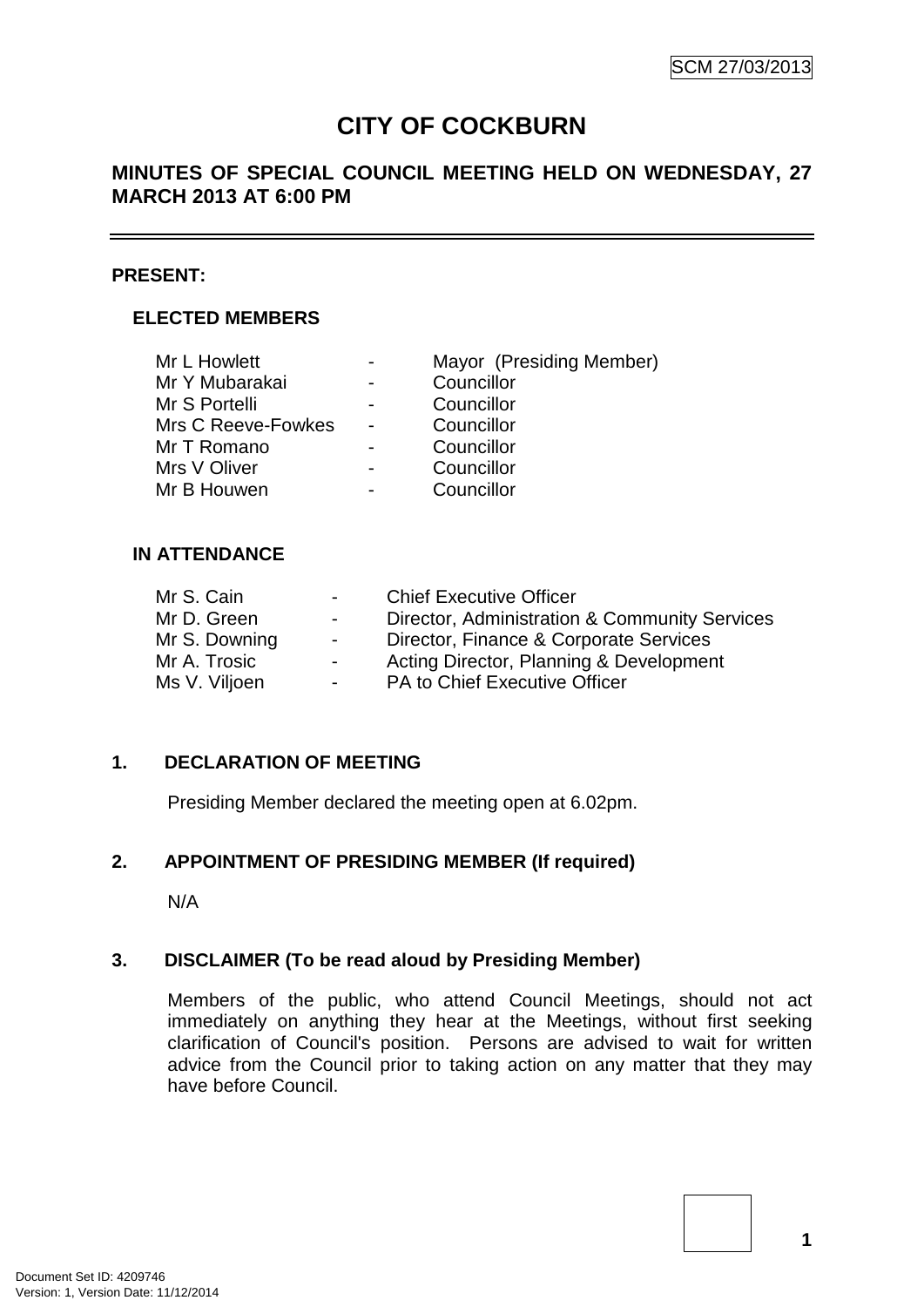SCM 27/03/2013

# CITY OF COCKBURN

## MINUTES OF SPECIAL COUNCIL MEETING HELD ON WEDNESDAY, 27 MARCH 2013 AT 6:00 PM

---

**PRESENT:**

### ELECTED MEMBERS

| | | |
|---|---|---|
| Mr L Howlett | - | Mayor (Presiding Member) |
| Mr Y Mubarakai | - | Councillor |
| Mr S Portelli | - | Councillor |
| Mrs C Reeve-Fowkes | - | Councillor |
| Mr T Romano | - | Councillor |
| Mrs V Oliver | - | Councillor |
| Mr B Houwen | - | Councillor |

### IN ATTENDANCE

| | | |
|---|---|---|
| Mr S. Cain | - | Chief Executive Officer |
| Mr D. Green | - | Director, Administration & Community Services |
| Mr S. Downing | - | Director, Finance & Corporate Services |
| Mr A. Trosic | - | Acting Director, Planning & Development |
| Ms V. Viljoen | - | PA to Chief Executive Officer |

### 1. DECLARATION OF MEETING

Presiding Member declared the meeting open at 6.02pm.

### 2. APPOINTMENT OF PRESIDING MEMBER (If required)

N/A

### 3. DISCLAIMER (To be read aloud by Presiding Member)

Members of the public, who attend Council Meetings, should not act immediately on anything they hear at the Meetings, without first seeking clarification of Council's position. Persons are advised to wait for written advice from the Council prior to taking action on any matter that they may have before Council.

Document Set ID: 4209746
Version: 1, Version Date: 11/12/2014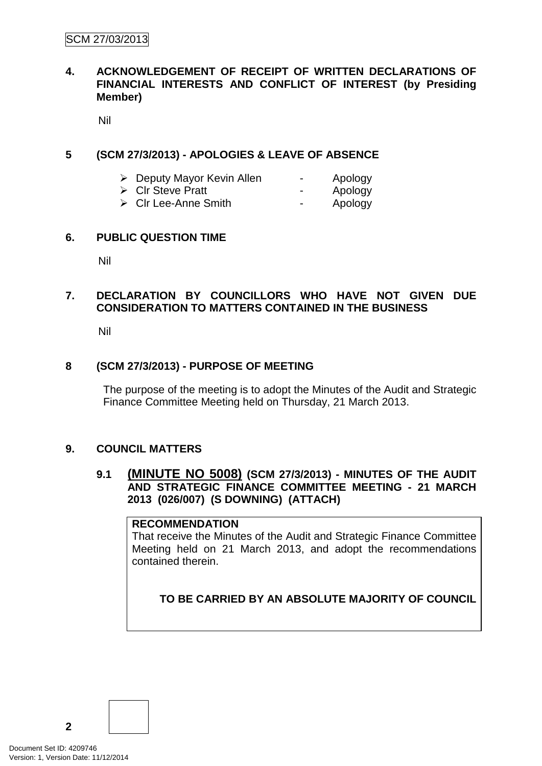## 4. ACKNOWLEDGEMENT OF RECEIPT OF WRITTEN DECLARATIONS OF FINANCIAL INTERESTS AND CONFLICT OF INTEREST (by Presiding Member)

Nil

## 5 (SCM 27/3/2013) - APOLOGIES & LEAVE OF ABSENCE

- Deputy Mayor Kevin Allen - Apology
- Clr Steve Pratt - Apology
- Clr Lee-Anne Smith - Apology

## 6. PUBLIC QUESTION TIME

Nil

## 7. DECLARATION BY COUNCILLORS WHO HAVE NOT GIVEN DUE CONSIDERATION TO MATTERS CONTAINED IN THE BUSINESS

Nil

## 8 (SCM 27/3/2013) - PURPOSE OF MEETING

The purpose of the meeting is to adopt the Minutes of the Audit and Strategic Finance Committee Meeting held on Thursday, 21 March 2013.

## 9. COUNCIL MATTERS

### 9.1 (MINUTE NO 5008) (SCM 27/3/2013) - MINUTES OF THE AUDIT AND STRATEGIC FINANCE COMMITTEE MEETING - 21 MARCH 2013 (026/007) (S DOWNING) (ATTACH)

**RECOMMENDATION**

That receive the Minutes of the Audit and Strategic Finance Committee Meeting held on 21 March 2013, and adopt the recommendations contained therein.

**TO BE CARRIED BY AN ABSOLUTE MAJORITY OF COUNCIL**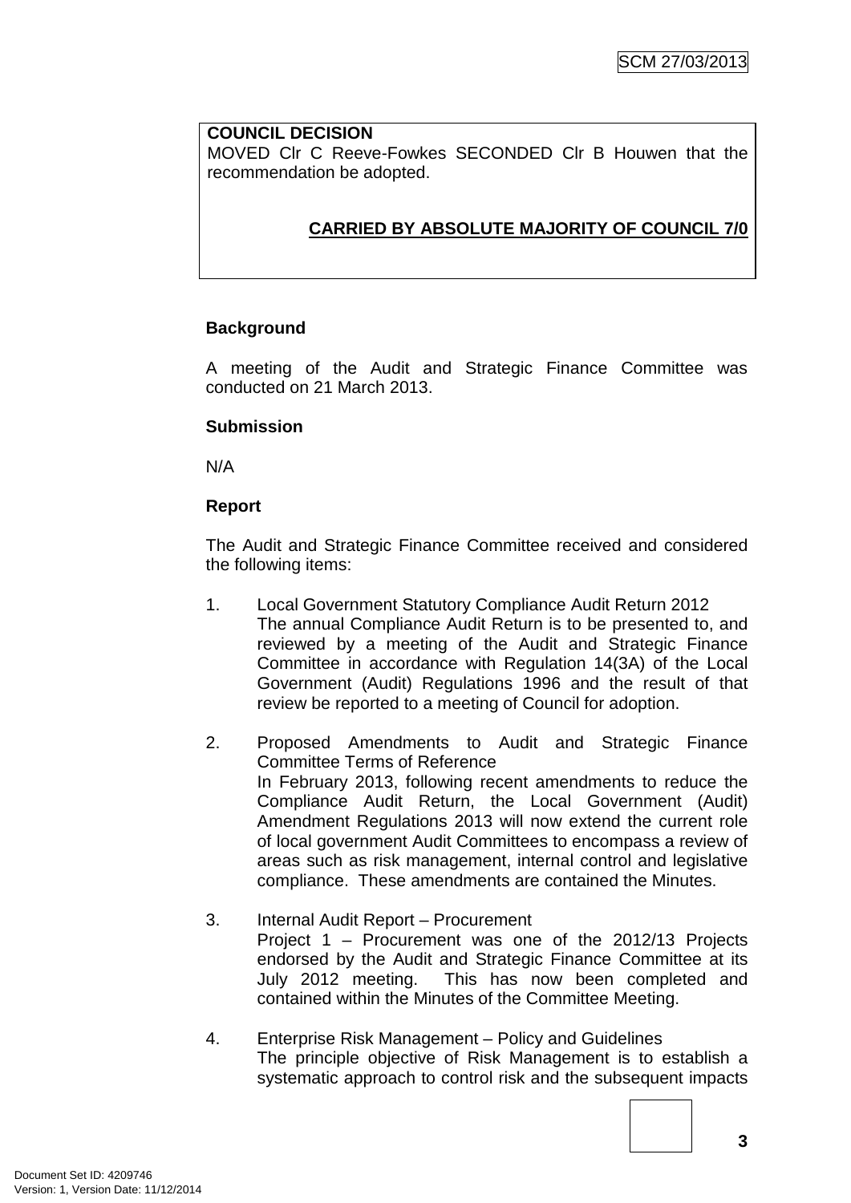**COUNCIL DECISION**
MOVED Clr C Reeve-Fowkes SECONDED Clr B Houwen that the recommendation be adopted.

**CARRIED BY ABSOLUTE MAJORITY OF COUNCIL 7/0**

**Background**

A meeting of the Audit and Strategic Finance Committee was conducted on 21 March 2013.

**Submission**

N/A

**Report**

The Audit and Strategic Finance Committee received and considered the following items:

1. Local Government Statutory Compliance Audit Return 2012
   The annual Compliance Audit Return is to be presented to, and reviewed by a meeting of the Audit and Strategic Finance Committee in accordance with Regulation 14(3A) of the Local Government (Audit) Regulations 1996 and the result of that review be reported to a meeting of Council for adoption.

2. Proposed Amendments to Audit and Strategic Finance Committee Terms of Reference
   In February 2013, following recent amendments to reduce the Compliance Audit Return, the Local Government (Audit) Amendment Regulations 2013 will now extend the current role of local government Audit Committees to encompass a review of areas such as risk management, internal control and legislative compliance. These amendments are contained the Minutes.

3. Internal Audit Report – Procurement
   Project 1 – Procurement was one of the 2012/13 Projects endorsed by the Audit and Strategic Finance Committee at its July 2012 meeting. This has now been completed and contained within the Minutes of the Committee Meeting.

4. Enterprise Risk Management – Policy and Guidelines
   The principle objective of Risk Management is to establish a systematic approach to control risk and the subsequent impacts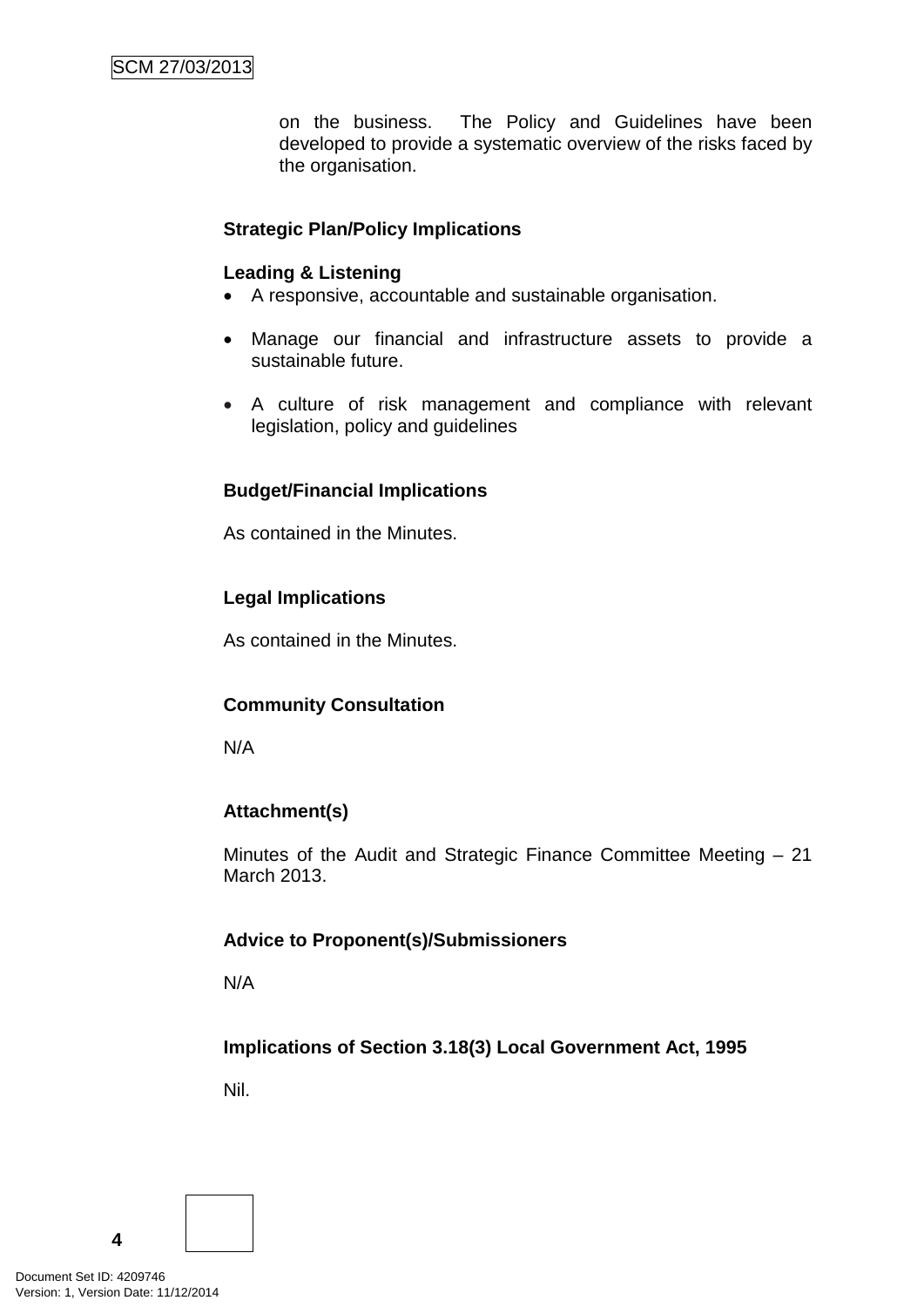on the business. The Policy and Guidelines have been developed to provide a systematic overview of the risks faced by the organisation.

**Strategic Plan/Policy Implications**

**Leading & Listening**

- A responsive, accountable and sustainable organisation.
- Manage our financial and infrastructure assets to provide a sustainable future.
- A culture of risk management and compliance with relevant legislation, policy and guidelines

**Budget/Financial Implications**

As contained in the Minutes.

**Legal Implications**

As contained in the Minutes.

**Community Consultation**

N/A

**Attachment(s)**

Minutes of the Audit and Strategic Finance Committee Meeting – 21 March 2013.

**Advice to Proponent(s)/Submissioners**

N/A

**Implications of Section 3.18(3) Local Government Act, 1995**

Nil.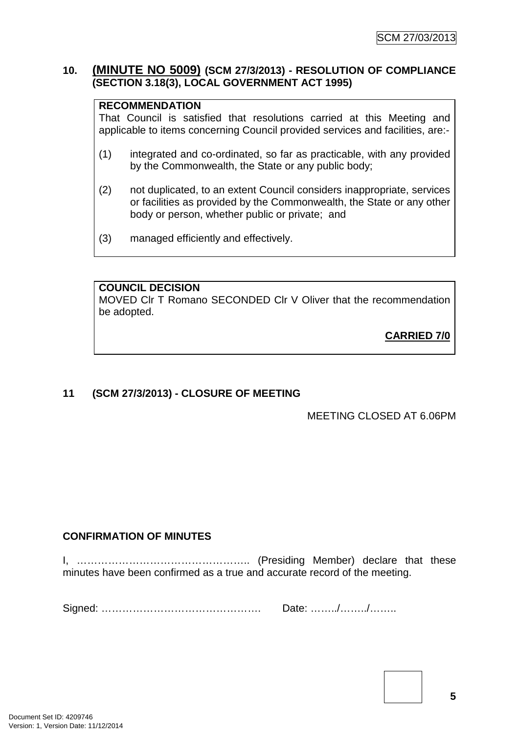## 10. (MINUTE NO 5009) (SCM 27/3/2013) - RESOLUTION OF COMPLIANCE (SECTION 3.18(3), LOCAL GOVERNMENT ACT 1995)

**RECOMMENDATION**

That Council is satisfied that resolutions carried at this Meeting and applicable to items concerning Council provided services and facilities, are:-

(1) integrated and co-ordinated, so far as practicable, with any provided by the Commonwealth, the State or any public body;

(2) not duplicated, to an extent Council considers inappropriate, services or facilities as provided by the Commonwealth, the State or any other body or person, whether public or private; and

(3) managed efficiently and effectively.

**COUNCIL DECISION**

MOVED Clr T Romano SECONDED Clr V Oliver that the recommendation be adopted.

**CARRIED 7/0**

## 11 (SCM 27/3/2013) - CLOSURE OF MEETING

MEETING CLOSED AT 6.06PM

**CONFIRMATION OF MINUTES**

I, …………………………………………….. (Presiding Member) declare that these minutes have been confirmed as a true and accurate record of the meeting.

Signed: ……………………………………….  Date: ……../……../……..

Document Set ID: 4209746
Version: 1, Version Date: 11/12/2014